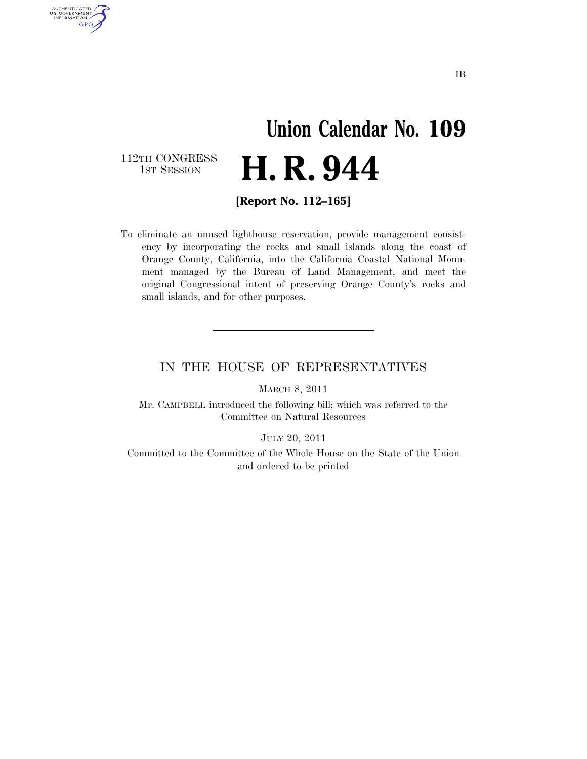IB

# Union Calendar No. 109

112TH CONGRESS
1ST SESSION

# H. R. 944

**[Report No. 112–165]**

To eliminate an unused lighthouse reservation, provide management consistency by incorporating the rocks and small islands along the coast of Orange County, California, into the California Coastal National Monument managed by the Bureau of Land Management, and meet the original Congressional intent of preserving Orange County's rocks and small islands, and for other purposes.

---

## IN THE HOUSE OF REPRESENTATIVES

MARCH 8, 2011

Mr. CAMPBELL introduced the following bill; which was referred to the Committee on Natural Resources

JULY 20, 2011

Committed to the Committee of the Whole House on the State of the Union and ordered to be printed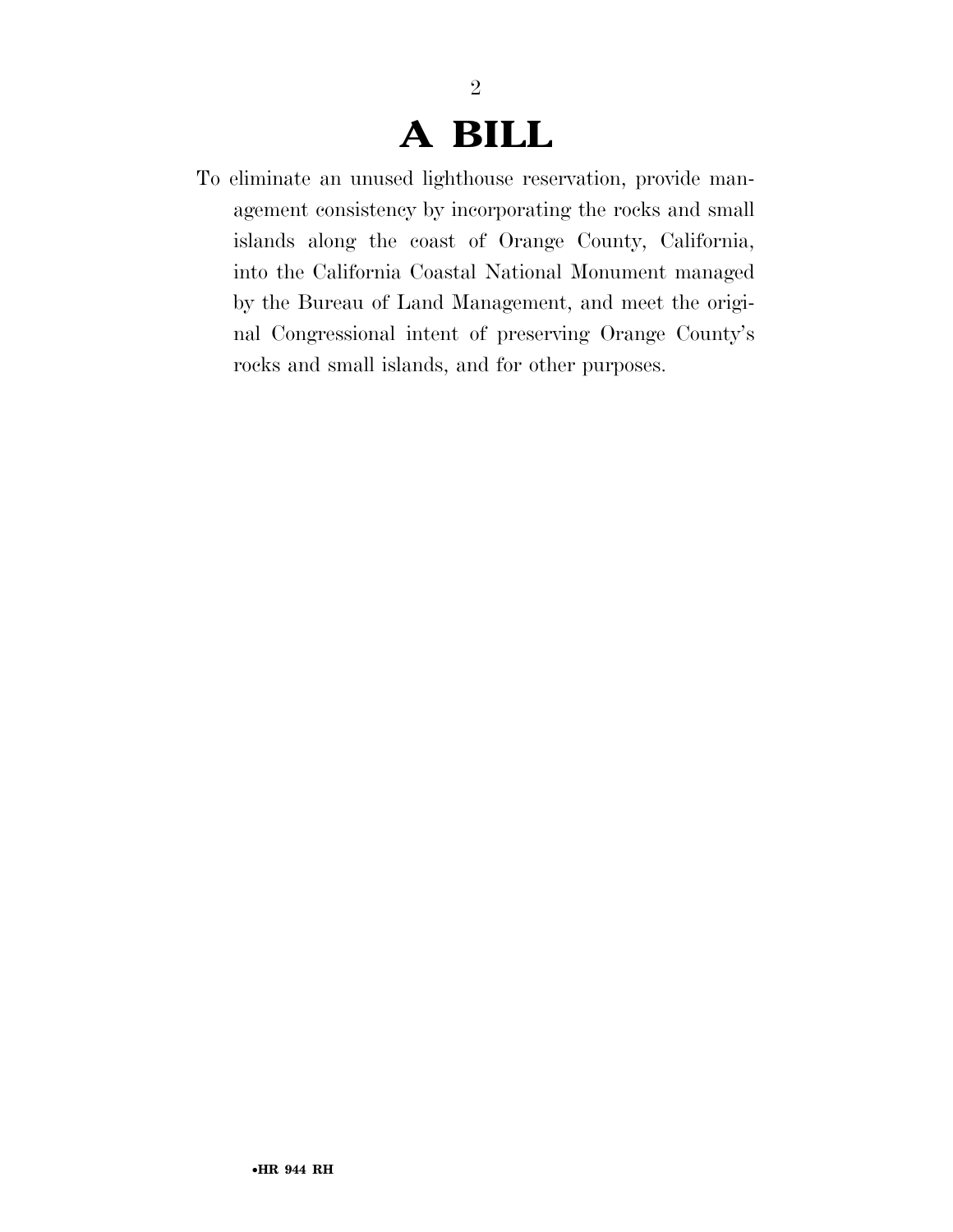# A BILL

To eliminate an unused lighthouse reservation, provide management consistency by incorporating the rocks and small islands along the coast of Orange County, California, into the California Coastal National Monument managed by the Bureau of Land Management, and meet the original Congressional intent of preserving Orange County's rocks and small islands, and for other purposes.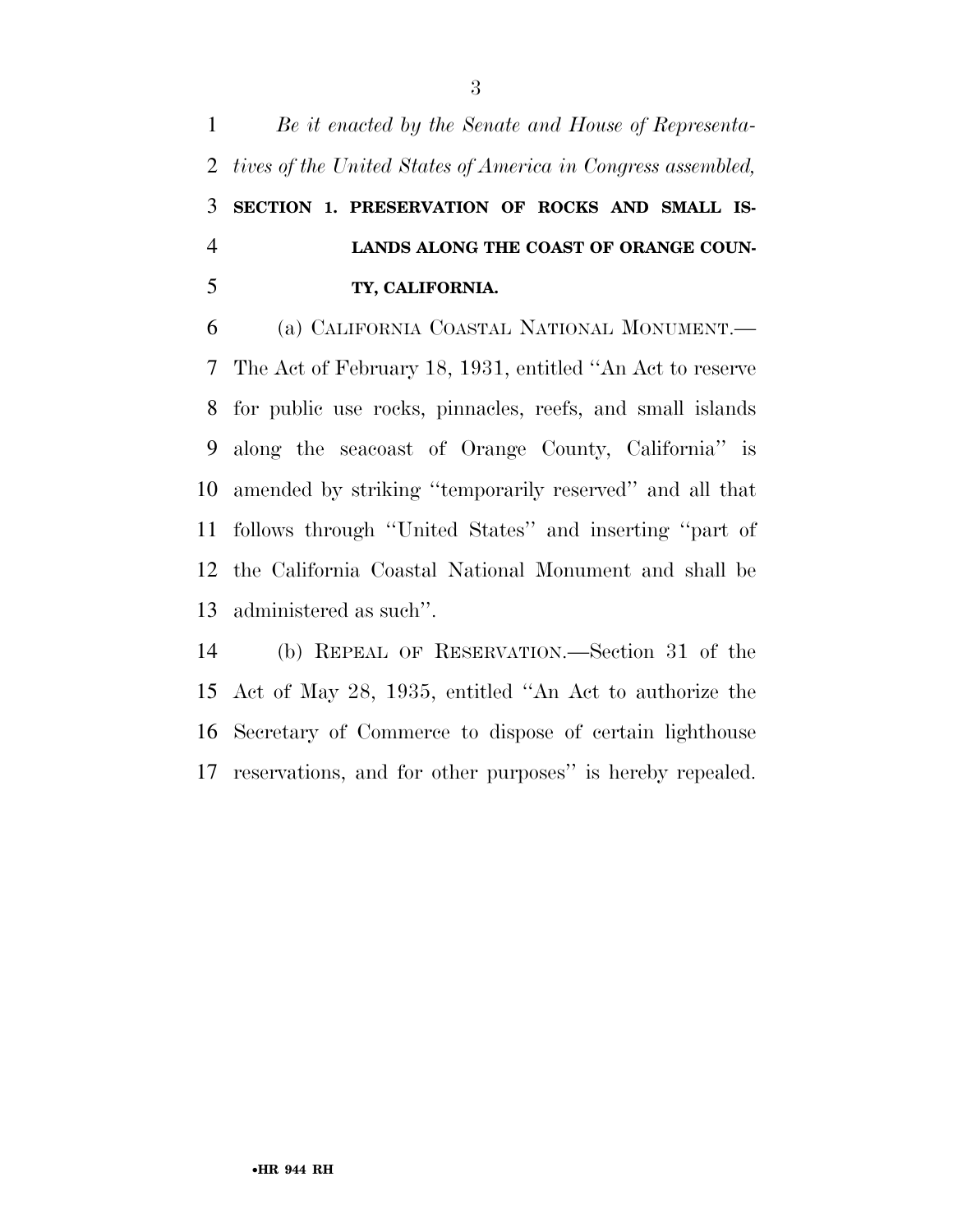*Be it enacted by the Senate and House of Representatives of the United States of America in Congress assembled,*

**SECTION 1. PRESERVATION OF ROCKS AND SMALL ISLANDS ALONG THE COAST OF ORANGE COUNTY, CALIFORNIA.**

(a) CALIFORNIA COASTAL NATIONAL MONUMENT.—The Act of February 18, 1931, entitled ''An Act to reserve for public use rocks, pinnacles, reefs, and small islands along the seacoast of Orange County, California'' is amended by striking ''temporarily reserved'' and all that follows through ''United States'' and inserting ''part of the California Coastal National Monument and shall be administered as such''.

(b) REPEAL OF RESERVATION.—Section 31 of the Act of May 28, 1935, entitled ''An Act to authorize the Secretary of Commerce to dispose of certain lighthouse reservations, and for other purposes'' is hereby repealed.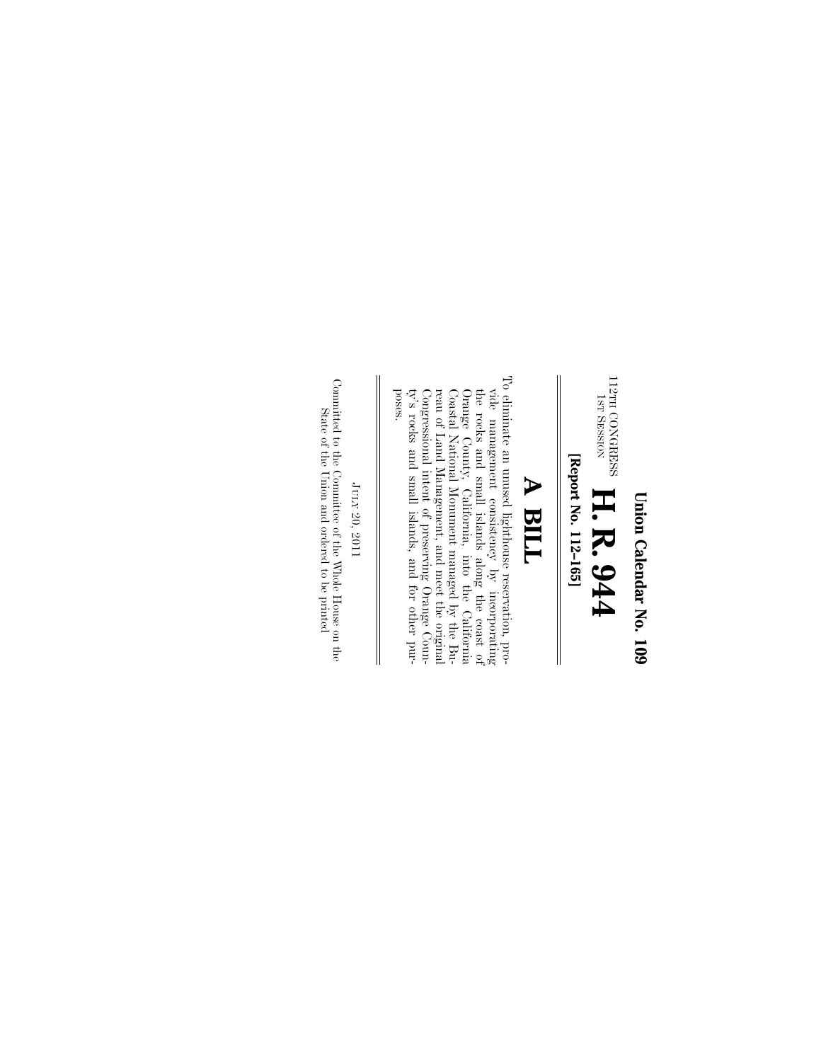# Union Calendar No. 109

112TH CONGRESS
1ST SESSION

# H. R. 944

**[Report No. 112–165]**

# A BILL

To eliminate an unused lighthouse reservation, provide management consistency by incorporating the rocks and small islands along the coast of Orange County, California, into the California Coastal National Monument managed by the Bureau of Land Management, and meet the original Congressional intent of preserving Orange County's rocks and small islands, and for other purposes.

JULY 20, 2011

Committed to the Committee of the Whole House on the State of the Union and ordered to be printed